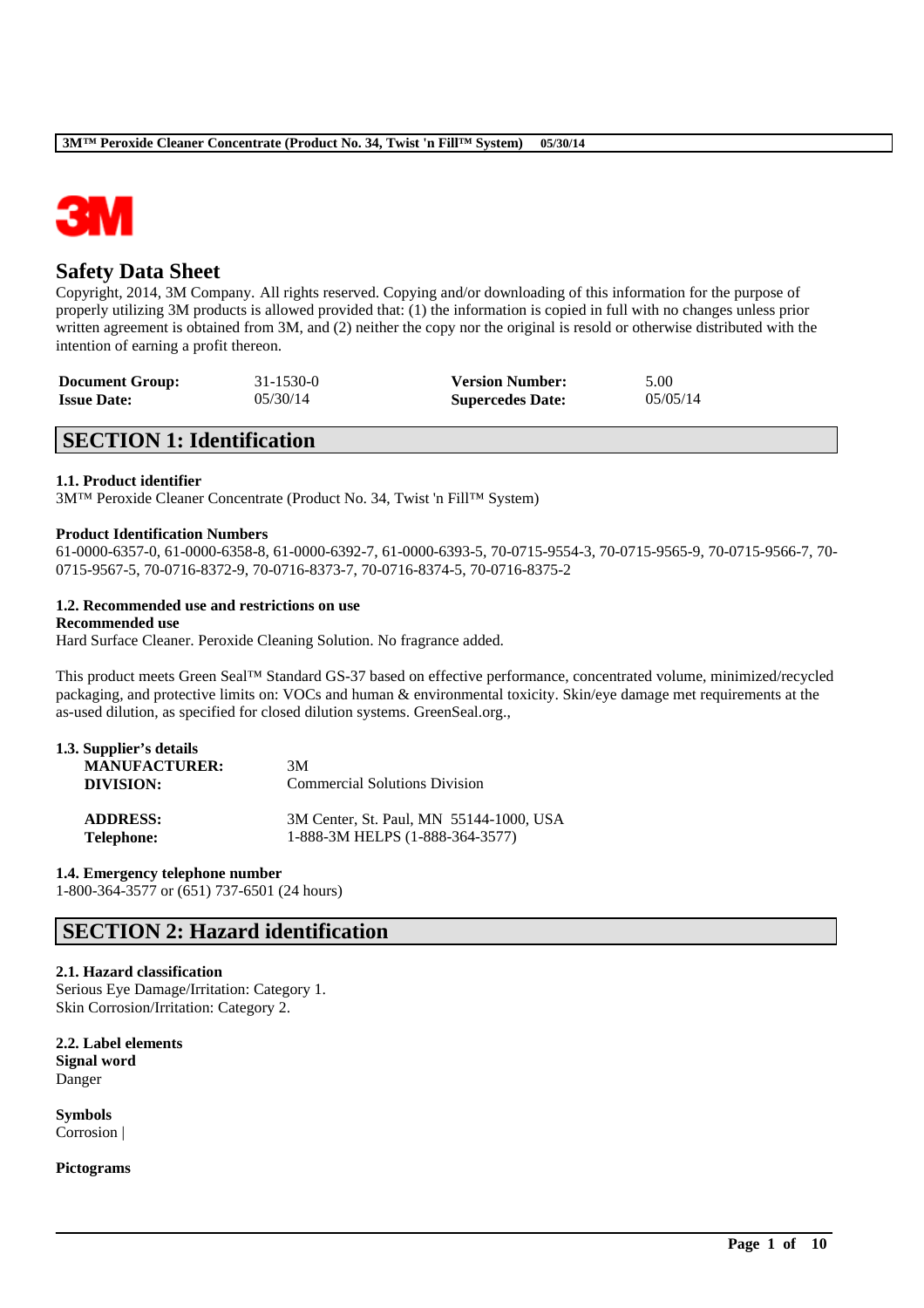# Safety Data Sheet

Copyright, 2014, 3M Company. All rights reserved. Copying and/or downloading of this information for the purpose of properly utilizing 3M products is allowed provided that: (1) the information is copied in full with no changes unless prior written agreement is obtained from 3M, and (2) neither the copy nor the original is resold or otherwise distributed with the intention of earning a profit thereon.

| | | | |
|---|---|---|---|
| **Document Group:** | 31-1530-0 | **Version Number:** | 5.00 |
| **Issue Date:** | 05/30/14 | **Supercedes Date:** | 05/05/14 |

## SECTION 1: Identification

### 1.1. Product identifier

3M™ Peroxide Cleaner Concentrate (Product No. 34, Twist 'n Fill™ System)

**Product Identification Numbers**

61-0000-6357-0, 61-0000-6358-8, 61-0000-6392-7, 61-0000-6393-5, 70-0715-9554-3, 70-0715-9565-9, 70-0715-9566-7, 70-0715-9567-5, 70-0716-8372-9, 70-0716-8373-7, 70-0716-8374-5, 70-0716-8375-2

### 1.2. Recommended use and restrictions on use

**Recommended use**

Hard Surface Cleaner. Peroxide Cleaning Solution. No fragrance added.

This product meets Green Seal™ Standard GS-37 based on effective performance, concentrated volume, minimized/recycled packaging, and protective limits on: VOCs and human & environmental toxicity. Skin/eye damage met requirements at the as-used dilution, as specified for closed dilution systems. GreenSeal.org.,

### 1.3. Supplier's details

| | |
|---|---|
| **MANUFACTURER:** | 3M |
| **DIVISION:** | Commercial Solutions Division |
| **ADDRESS:** | 3M Center, St. Paul, MN 55144-1000, USA |
| **Telephone:** | 1-888-3M HELPS (1-888-364-3577) |

### 1.4. Emergency telephone number

1-800-364-3577 or (651) 737-6501 (24 hours)

## SECTION 2: Hazard identification

### 2.1. Hazard classification

Serious Eye Damage/Irritation: Category 1.
Skin Corrosion/Irritation: Category 2.

### 2.2. Label elements

**Signal word**

Danger

**Symbols**

Corrosion |

**Pictograms**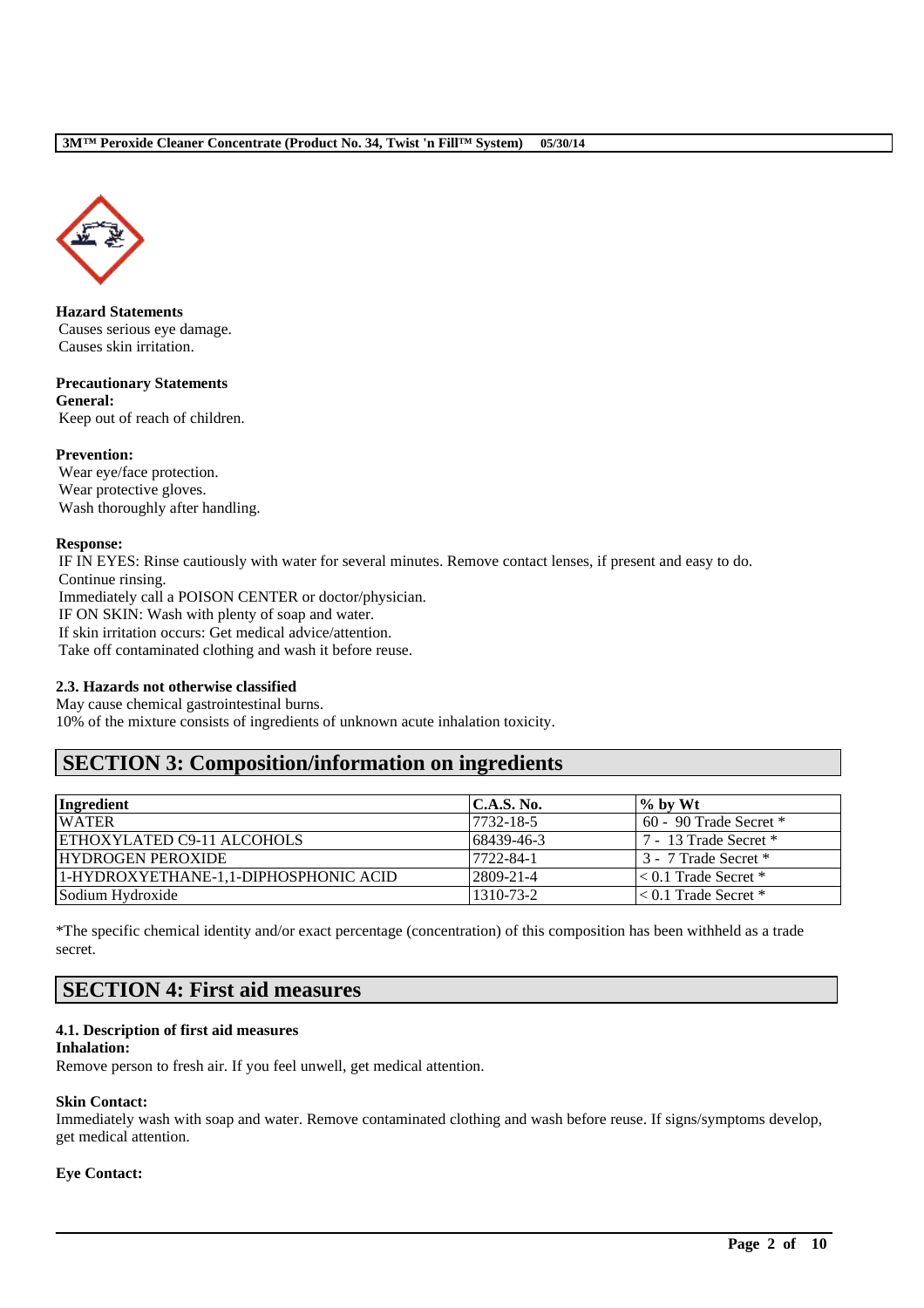**Hazard Statements**

Causes serious eye damage.
Causes skin irritation.

**Precautionary Statements**

**General:**

Keep out of reach of children.

**Prevention:**

Wear eye/face protection.
Wear protective gloves.
Wash thoroughly after handling.

**Response:**

IF IN EYES: Rinse cautiously with water for several minutes. Remove contact lenses, if present and easy to do. Continue rinsing.
Immediately call a POISON CENTER or doctor/physician.
IF ON SKIN: Wash with plenty of soap and water.
If skin irritation occurs: Get medical advice/attention.
Take off contaminated clothing and wash it before reuse.

**2.3. Hazards not otherwise classified**

May cause chemical gastrointestinal burns.
10% of the mixture consists of ingredients of unknown acute inhalation toxicity.

## SECTION 3: Composition/information on ingredients

| Ingredient | C.A.S. No. | % by Wt |
|---|---|---|
| WATER | 7732-18-5 | 60 - 90 Trade Secret * |
| ETHOXYLATED C9-11 ALCOHOLS | 68439-46-3 | 7 - 13 Trade Secret * |
| HYDROGEN PEROXIDE | 7722-84-1 | 3 - 7 Trade Secret * |
| 1-HYDROXYETHANE-1,1-DIPHOSPHONIC ACID | 2809-21-4 | < 0.1 Trade Secret * |
| Sodium Hydroxide | 1310-73-2 | < 0.1 Trade Secret * |

*The specific chemical identity and/or exact percentage (concentration) of this composition has been withheld as a trade secret.

## SECTION 4: First aid measures

**4.1. Description of first aid measures**

**Inhalation:**

Remove person to fresh air. If you feel unwell, get medical attention.

**Skin Contact:**

Immediately wash with soap and water. Remove contaminated clothing and wash before reuse. If signs/symptoms develop, get medical attention.

**Eye Contact:**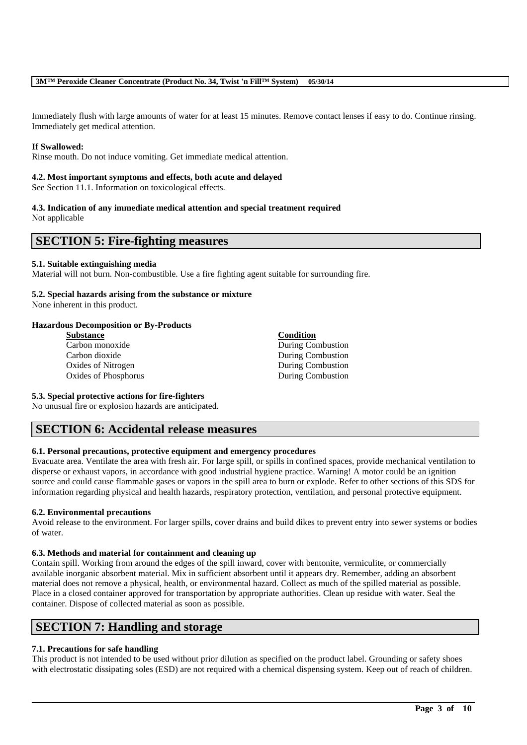Immediately flush with large amounts of water for at least 15 minutes. Remove contact lenses if easy to do. Continue rinsing. Immediately get medical attention.

**If Swallowed:**
Rinse mouth. Do not induce vomiting. Get immediate medical attention.

### 4.2. Most important symptoms and effects, both acute and delayed

See Section 11.1. Information on toxicological effects.

### 4.3. Indication of any immediate medical attention and special treatment required

Not applicable

## SECTION 5: Fire-fighting measures

### 5.1. Suitable extinguishing media

Material will not burn. Non-combustible. Use a fire fighting agent suitable for surrounding fire.

### 5.2. Special hazards arising from the substance or mixture

None inherent in this product.

**Hazardous Decomposition or By-Products**

| Substance | Condition |
|---|---|
| Carbon monoxide | During Combustion |
| Carbon dioxide | During Combustion |
| Oxides of Nitrogen | During Combustion |
| Oxides of Phosphorus | During Combustion |

### 5.3. Special protective actions for fire-fighters

No unusual fire or explosion hazards are anticipated.

## SECTION 6: Accidental release measures

### 6.1. Personal precautions, protective equipment and emergency procedures

Evacuate area. Ventilate the area with fresh air. For large spill, or spills in confined spaces, provide mechanical ventilation to disperse or exhaust vapors, in accordance with good industrial hygiene practice. Warning! A motor could be an ignition source and could cause flammable gases or vapors in the spill area to burn or explode. Refer to other sections of this SDS for information regarding physical and health hazards, respiratory protection, ventilation, and personal protective equipment.

### 6.2. Environmental precautions

Avoid release to the environment. For larger spills, cover drains and build dikes to prevent entry into sewer systems or bodies of water.

### 6.3. Methods and material for containment and cleaning up

Contain spill. Working from around the edges of the spill inward, cover with bentonite, vermiculite, or commercially available inorganic absorbent material. Mix in sufficient absorbent until it appears dry. Remember, adding an absorbent material does not remove a physical, health, or environmental hazard. Collect as much of the spilled material as possible. Place in a closed container approved for transportation by appropriate authorities. Clean up residue with water. Seal the container. Dispose of collected material as soon as possible.

## SECTION 7: Handling and storage

### 7.1. Precautions for safe handling

This product is not intended to be used without prior dilution as specified on the product label. Grounding or safety shoes with electrostatic dissipating soles (ESD) are not required with a chemical dispensing system. Keep out of reach of children.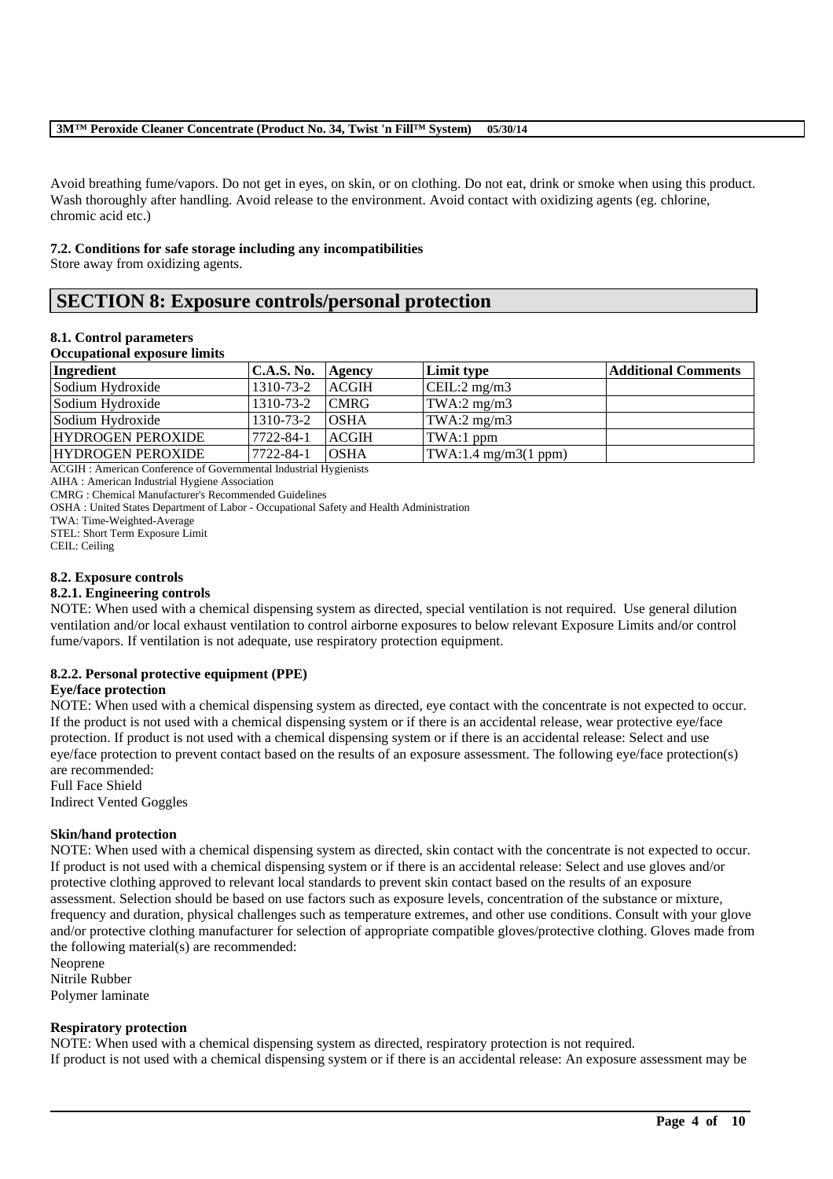Avoid breathing fume/vapors. Do not get in eyes, on skin, or on clothing. Do not eat, drink or smoke when using this product. Wash thoroughly after handling. Avoid release to the environment. Avoid contact with oxidizing agents (eg. chlorine, chromic acid etc.)

**7.2. Conditions for safe storage including any incompatibilities**

Store away from oxidizing agents.

# SECTION 8: Exposure controls/personal protection

**8.1. Control parameters**

**Occupational exposure limits**

| Ingredient | C.A.S. No. | Agency | Limit type | Additional Comments |
|---|---|---|---|---|
| Sodium Hydroxide | 1310-73-2 | ACGIH | CEIL:2 mg/m3 | |
| Sodium Hydroxide | 1310-73-2 | CMRG | TWA:2 mg/m3 | |
| Sodium Hydroxide | 1310-73-2 | OSHA | TWA:2 mg/m3 | |
| HYDROGEN PEROXIDE | 7722-84-1 | ACGIH | TWA:1 ppm | |
| HYDROGEN PEROXIDE | 7722-84-1 | OSHA | TWA:1.4 mg/m3(1 ppm) | |

ACGIH : American Conference of Governmental Industrial Hygienists
AIHA : American Industrial Hygiene Association
CMRG : Chemical Manufacturer's Recommended Guidelines
OSHA : United States Department of Labor - Occupational Safety and Health Administration
TWA: Time-Weighted-Average
STEL: Short Term Exposure Limit
CEIL: Ceiling

**8.2. Exposure controls**

**8.2.1. Engineering controls**

NOTE: When used with a chemical dispensing system as directed, special ventilation is not required. Use general dilution ventilation and/or local exhaust ventilation to control airborne exposures to below relevant Exposure Limits and/or control fume/vapors. If ventilation is not adequate, use respiratory protection equipment.

**8.2.2. Personal protective equipment (PPE)**

**Eye/face protection**

NOTE: When used with a chemical dispensing system as directed, eye contact with the concentrate is not expected to occur. If the product is not used with a chemical dispensing system or if there is an accidental release, wear protective eye/face protection. If product is not used with a chemical dispensing system or if there is an accidental release: Select and use eye/face protection to prevent contact based on the results of an exposure assessment. The following eye/face protection(s) are recommended:
Full Face Shield
Indirect Vented Goggles

**Skin/hand protection**

NOTE: When used with a chemical dispensing system as directed, skin contact with the concentrate is not expected to occur. If product is not used with a chemical dispensing system or if there is an accidental release: Select and use gloves and/or protective clothing approved to relevant local standards to prevent skin contact based on the results of an exposure assessment. Selection should be based on use factors such as exposure levels, concentration of the substance or mixture, frequency and duration, physical challenges such as temperature extremes, and other use conditions. Consult with your glove and/or protective clothing manufacturer for selection of appropriate compatible gloves/protective clothing. Gloves made from the following material(s) are recommended:
Neoprene
Nitrile Rubber
Polymer laminate

**Respiratory protection**

NOTE: When used with a chemical dispensing system as directed, respiratory protection is not required.
If product is not used with a chemical dispensing system or if there is an accidental release: An exposure assessment may be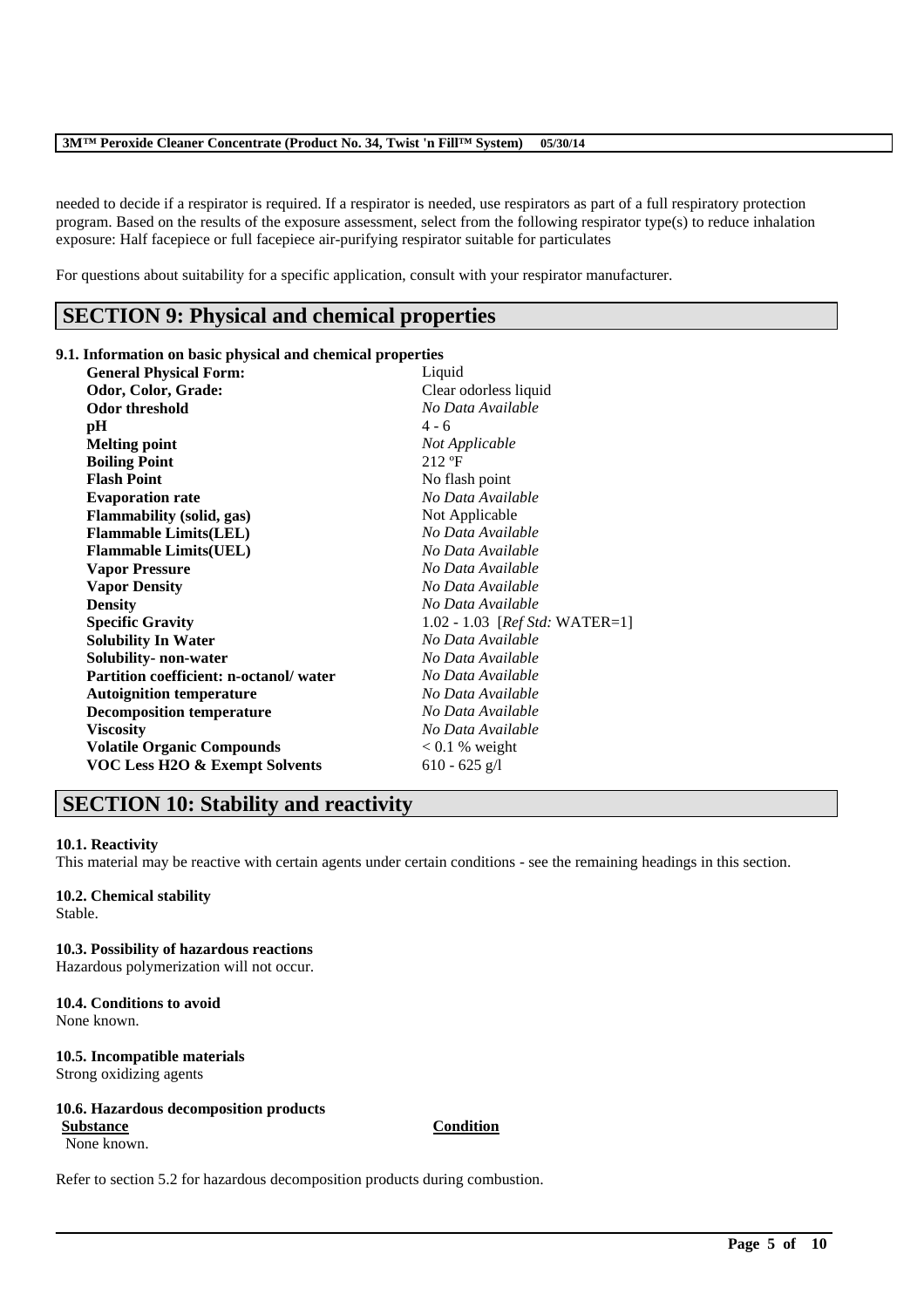needed to decide if a respirator is required. If a respirator is needed, use respirators as part of a full respiratory protection program. Based on the results of the exposure assessment, select from the following respirator type(s) to reduce inhalation exposure: Half facepiece or full facepiece air-purifying respirator suitable for particulates

For questions about suitability for a specific application, consult with your respirator manufacturer.

## SECTION 9: Physical and chemical properties

### 9.1. Information on basic physical and chemical properties

| | |
|---|---|
| **General Physical Form:** | Liquid |
| **Odor, Color, Grade:** | Clear odorless liquid |
| **Odor threshold** | *No Data Available* |
| **pH** | 4 - 6 |
| **Melting point** | *Not Applicable* |
| **Boiling Point** | 212 ºF |
| **Flash Point** | No flash point |
| **Evaporation rate** | *No Data Available* |
| **Flammability (solid, gas)** | Not Applicable |
| **Flammable Limits(LEL)** | *No Data Available* |
| **Flammable Limits(UEL)** | *No Data Available* |
| **Vapor Pressure** | *No Data Available* |
| **Vapor Density** | *No Data Available* |
| **Density** | *No Data Available* |
| **Specific Gravity** | 1.02 - 1.03 [*Ref Std:* WATER=1] |
| **Solubility In Water** | *No Data Available* |
| **Solubility- non-water** | *No Data Available* |
| **Partition coefficient: n-octanol/ water** | *No Data Available* |
| **Autoignition temperature** | *No Data Available* |
| **Decomposition temperature** | *No Data Available* |
| **Viscosity** | *No Data Available* |
| **Volatile Organic Compounds** | < 0.1 % weight |
| **VOC Less H2O & Exempt Solvents** | 610 - 625 g/l |

## SECTION 10: Stability and reactivity

**10.1. Reactivity**
This material may be reactive with certain agents under certain conditions - see the remaining headings in this section.

**10.2. Chemical stability**
Stable.

**10.3. Possibility of hazardous reactions**
Hazardous polymerization will not occur.

**10.4. Conditions to avoid**
None known.

**10.5. Incompatible materials**
Strong oxidizing agents

**10.6. Hazardous decomposition products**

| Substance | Condition |
|---|---|
| None known. | |

Refer to section 5.2 for hazardous decomposition products during combustion.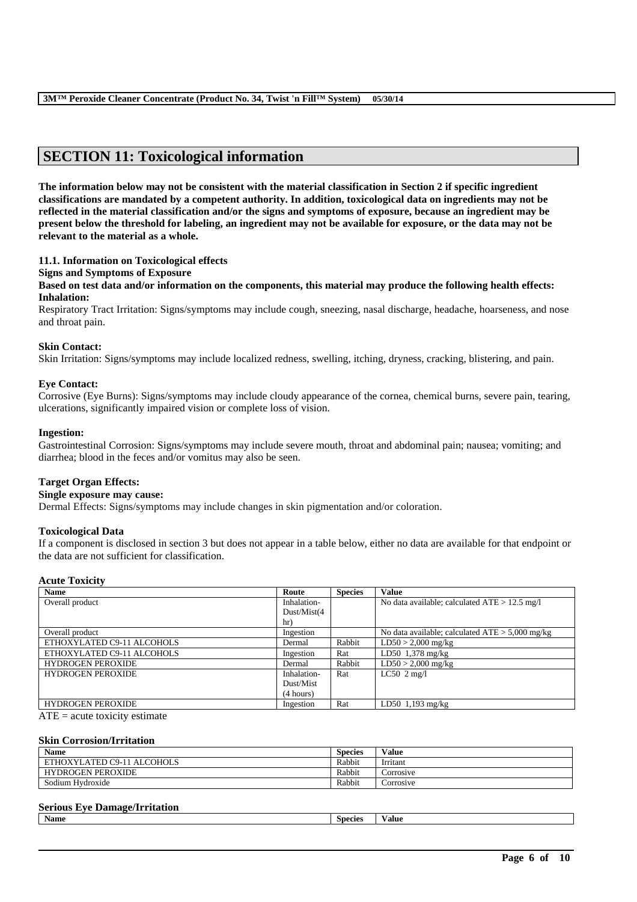## SECTION 11: Toxicological information

**The information below may not be consistent with the material classification in Section 2 if specific ingredient classifications are mandated by a competent authority. In addition, toxicological data on ingredients may not be reflected in the material classification and/or the signs and symptoms of exposure, because an ingredient may be present below the threshold for labeling, an ingredient may not be available for exposure, or the data may not be relevant to the material as a whole.**

### 11.1. Information on Toxicological effects

**Signs and Symptoms of Exposure**

**Based on test data and/or information on the components, this material may produce the following health effects:**

**Inhalation:**

Respiratory Tract Irritation: Signs/symptoms may include cough, sneezing, nasal discharge, headache, hoarseness, and nose and throat pain.

**Skin Contact:**

Skin Irritation: Signs/symptoms may include localized redness, swelling, itching, dryness, cracking, blistering, and pain.

**Eye Contact:**

Corrosive (Eye Burns): Signs/symptoms may include cloudy appearance of the cornea, chemical burns, severe pain, tearing, ulcerations, significantly impaired vision or complete loss of vision.

**Ingestion:**

Gastrointestinal Corrosion: Signs/symptoms may include severe mouth, throat and abdominal pain; nausea; vomiting; and diarrhea; blood in the feces and/or vomitus may also be seen.

**Target Organ Effects:**

**Single exposure may cause:**

Dermal Effects: Signs/symptoms may include changes in skin pigmentation and/or coloration.

**Toxicological Data**

If a component is disclosed in section 3 but does not appear in a table below, either no data are available for that endpoint or the data are not sufficient for classification.

**Acute Toxicity**

| Name | Route | Species | Value |
|---|---|---|---|
| Overall product | Inhalation-Dust/Mist(4 hr) | | No data available; calculated ATE > 12.5 mg/l |
| Overall product | Ingestion | | No data available; calculated ATE > 5,000 mg/kg |
| ETHOXYLATED C9-11 ALCOHOLS | Dermal | Rabbit | LD50 > 2,000 mg/kg |
| ETHOXYLATED C9-11 ALCOHOLS | Ingestion | Rat | LD50 1,378 mg/kg |
| HYDROGEN PEROXIDE | Dermal | Rabbit | LD50 > 2,000 mg/kg |
| HYDROGEN PEROXIDE | Inhalation-Dust/Mist (4 hours) | Rat | LC50 2 mg/l |
| HYDROGEN PEROXIDE | Ingestion | Rat | LD50 1,193 mg/kg |

ATE = acute toxicity estimate

**Skin Corrosion/Irritation**

| Name | Species | Value |
|---|---|---|
| ETHOXYLATED C9-11 ALCOHOLS | Rabbit | Irritant |
| HYDROGEN PEROXIDE | Rabbit | Corrosive |
| Sodium Hydroxide | Rabbit | Corrosive |

**Serious Eye Damage/Irritation**

| Name | Species | Value |
|---|---|---|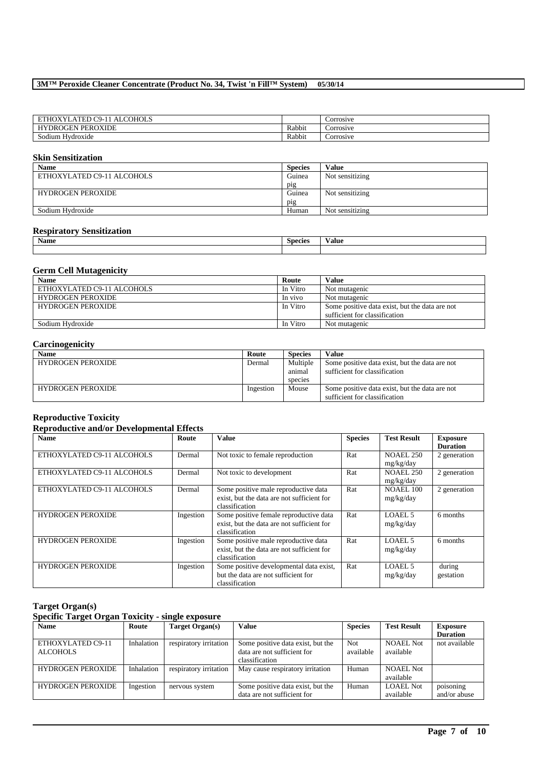| | | |
|---|---|---|
| ETHOXYLATED C9-11 ALCOHOLS | | Corrosive |
| HYDROGEN PEROXIDE | Rabbit | Corrosive |
| Sodium Hydroxide | Rabbit | Corrosive |

### Skin Sensitization

| Name | Species | Value |
|---|---|---|
| ETHOXYLATED C9-11 ALCOHOLS | Guinea pig | Not sensitizing |
| HYDROGEN PEROXIDE | Guinea pig | Not sensitizing |
| Sodium Hydroxide | Human | Not sensitizing |

### Respiratory Sensitization

| Name | Species | Value |
|---|---|---|
| | | |

### Germ Cell Mutagenicity

| Name | Route | Value |
|---|---|---|
| ETHOXYLATED C9-11 ALCOHOLS | In Vitro | Not mutagenic |
| HYDROGEN PEROXIDE | In vivo | Not mutagenic |
| HYDROGEN PEROXIDE | In Vitro | Some positive data exist, but the data are not sufficient for classification |
| Sodium Hydroxide | In Vitro | Not mutagenic |

### Carcinogenicity

| Name | Route | Species | Value |
|---|---|---|---|
| HYDROGEN PEROXIDE | Dermal | Multiple animal species | Some positive data exist, but the data are not sufficient for classification |
| HYDROGEN PEROXIDE | Ingestion | Mouse | Some positive data exist, but the data are not sufficient for classification |

### Reproductive Toxicity

#### Reproductive and/or Developmental Effects

| Name | Route | Value | Species | Test Result | Exposure Duration |
|---|---|---|---|---|---|
| ETHOXYLATED C9-11 ALCOHOLS | Dermal | Not toxic to female reproduction | Rat | NOAEL 250 mg/kg/day | 2 generation |
| ETHOXYLATED C9-11 ALCOHOLS | Dermal | Not toxic to development | Rat | NOAEL 250 mg/kg/day | 2 generation |
| ETHOXYLATED C9-11 ALCOHOLS | Dermal | Some positive male reproductive data exist, but the data are not sufficient for classification | Rat | NOAEL 100 mg/kg/day | 2 generation |
| HYDROGEN PEROXIDE | Ingestion | Some positive female reproductive data exist, but the data are not sufficient for classification | Rat | LOAEL 5 mg/kg/day | 6 months |
| HYDROGEN PEROXIDE | Ingestion | Some positive male reproductive data exist, but the data are not sufficient for classification | Rat | LOAEL 5 mg/kg/day | 6 months |
| HYDROGEN PEROXIDE | Ingestion | Some positive developmental data exist, but the data are not sufficient for classification | Rat | LOAEL 5 mg/kg/day | during gestation |

### Target Organ(s)

#### Specific Target Organ Toxicity - single exposure

| Name | Route | Target Organ(s) | Value | Species | Test Result | Exposure Duration |
|---|---|---|---|---|---|---|
| ETHOXYLATED C9-11 ALCOHOLS | Inhalation | respiratory irritation | Some positive data exist, but the data are not sufficient for classification | Not available | NOAEL Not available | not available |
| HYDROGEN PEROXIDE | Inhalation | respiratory irritation | May cause respiratory irritation | Human | NOAEL Not available | |
| HYDROGEN PEROXIDE | Ingestion | nervous system | Some positive data exist, but the data are not sufficient for | Human | LOAEL Not available | poisoning and/or abuse |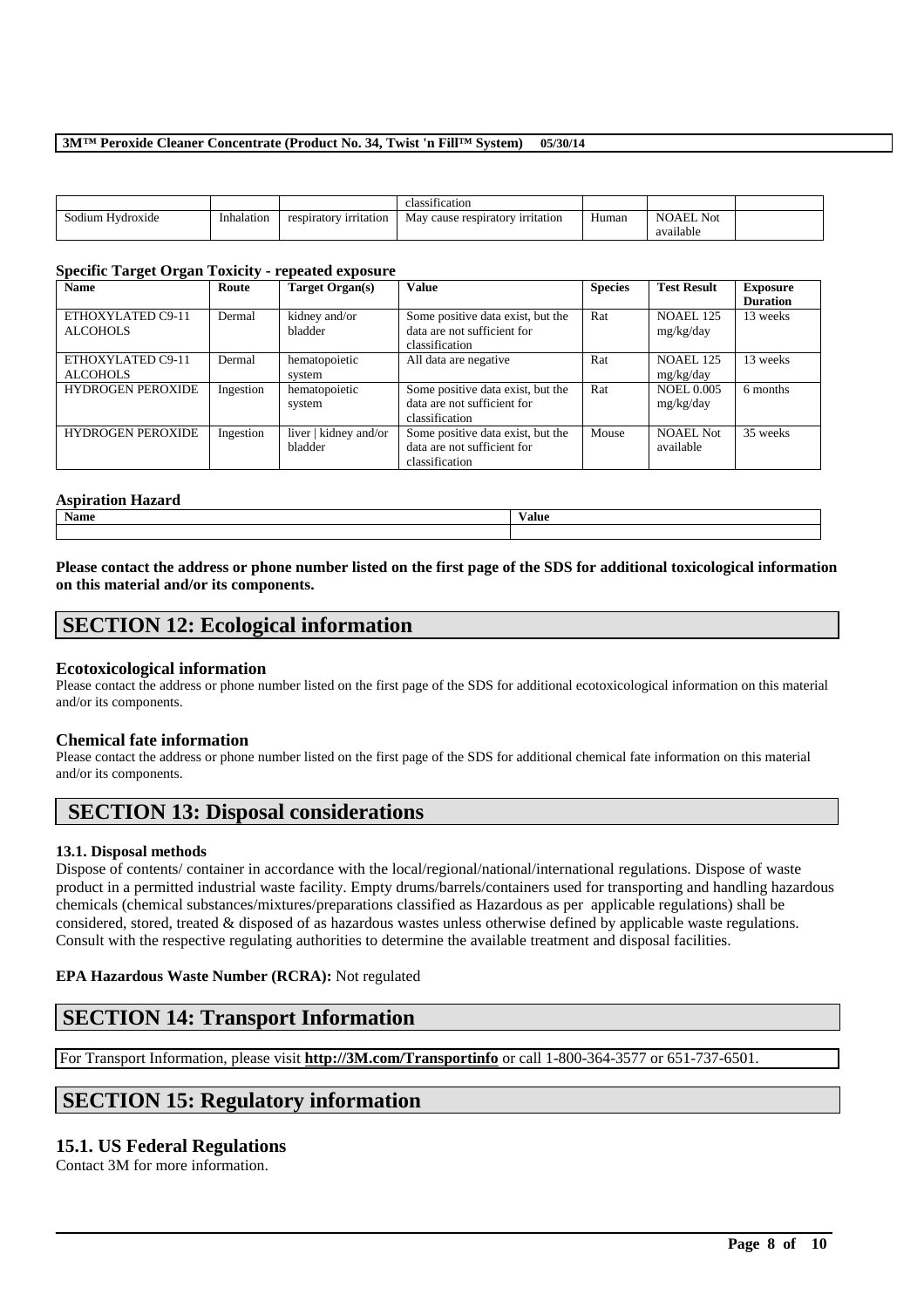| | | | classification | | | |
|---|---|---|---|---|---|---|
| Sodium Hydroxide | Inhalation | respiratory irritation | May cause respiratory irritation | Human | NOAEL Not available | |

**Specific Target Organ Toxicity - repeated exposure**

| Name | Route | Target Organ(s) | Value | Species | Test Result | Exposure Duration |
|---|---|---|---|---|---|---|
| ETHOXYLATED C9-11 ALCOHOLS | Dermal | kidney and/or bladder | Some positive data exist, but the data are not sufficient for classification | Rat | NOAEL 125 mg/kg/day | 13 weeks |
| ETHOXYLATED C9-11 ALCOHOLS | Dermal | hematopoietic system | All data are negative | Rat | NOAEL 125 mg/kg/day | 13 weeks |
| HYDROGEN PEROXIDE | Ingestion | hematopoietic system | Some positive data exist, but the data are not sufficient for classification | Rat | NOEL 0.005 mg/kg/day | 6 months |
| HYDROGEN PEROXIDE | Ingestion | liver \| kidney and/or bladder | Some positive data exist, but the data are not sufficient for classification | Mouse | NOAEL Not available | 35 weeks |

**Aspiration Hazard**

| Name | Value |
|---|---|
| | |

**Please contact the address or phone number listed on the first page of the SDS for additional toxicological information on this material and/or its components.**

# SECTION 12: Ecological information

### Ecotoxicological information

Please contact the address or phone number listed on the first page of the SDS for additional ecotoxicological information on this material and/or its components.

### Chemical fate information

Please contact the address or phone number listed on the first page of the SDS for additional chemical fate information on this material and/or its components.

# SECTION 13: Disposal considerations

**13.1. Disposal methods**

Dispose of contents/ container in accordance with the local/regional/national/international regulations. Dispose of waste product in a permitted industrial waste facility. Empty drums/barrels/containers used for transporting and handling hazardous chemicals (chemical substances/mixtures/preparations classified as Hazardous as per applicable regulations) shall be considered, stored, treated & disposed of as hazardous wastes unless otherwise defined by applicable waste regulations. Consult with the respective regulating authorities to determine the available treatment and disposal facilities.

**EPA Hazardous Waste Number (RCRA):** Not regulated

# SECTION 14: Transport Information

For Transport Information, please visit **http://3M.com/Transportinfo** or call 1-800-364-3577 or 651-737-6501.

# SECTION 15: Regulatory information

## 15.1. US Federal Regulations

Contact 3M for more information.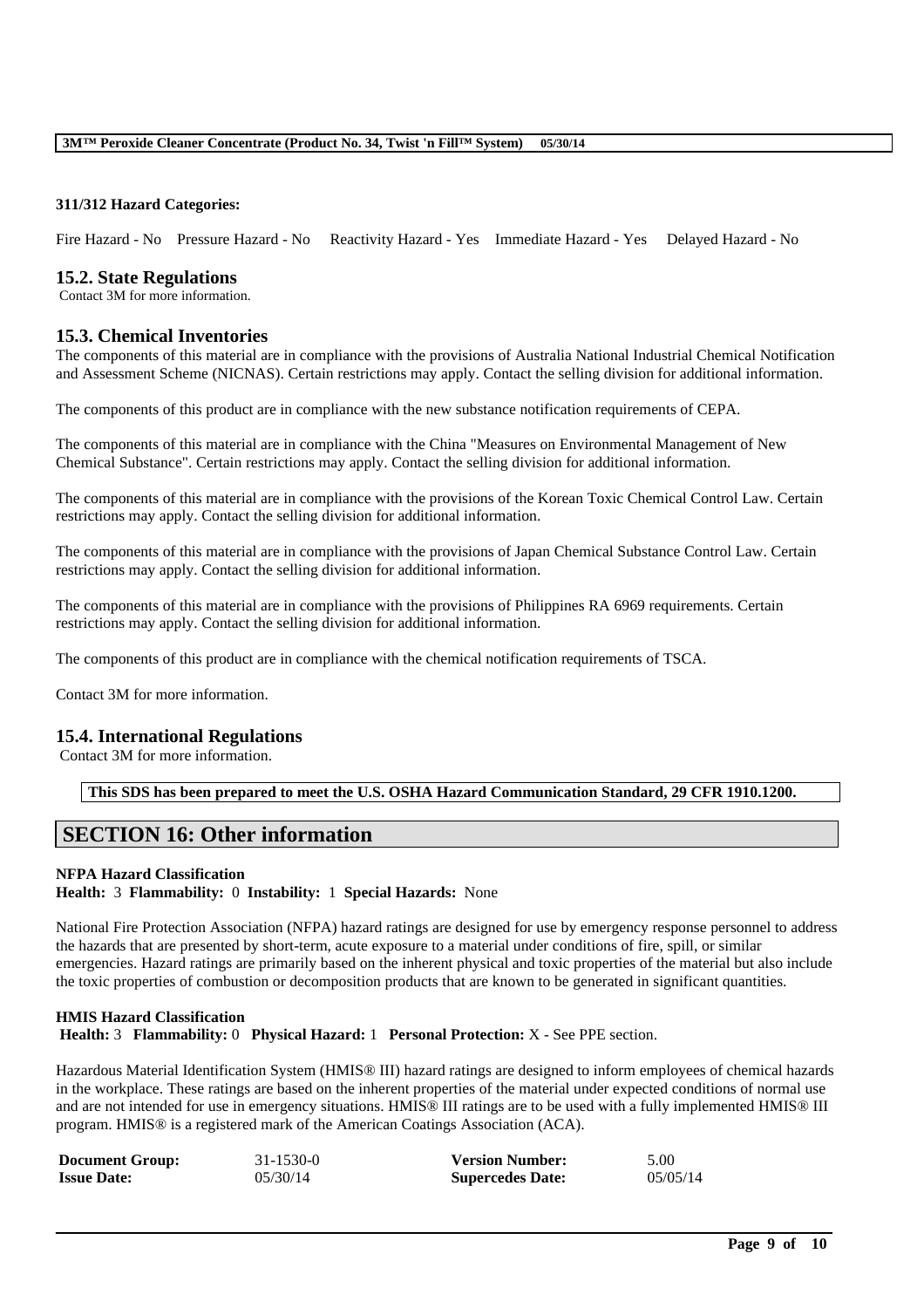**311/312 Hazard Categories:**

Fire Hazard - No    Pressure Hazard - No    Reactivity Hazard - Yes    Immediate Hazard - Yes    Delayed Hazard - No

## 15.2. State Regulations

Contact 3M for more information.

## 15.3. Chemical Inventories

The components of this material are in compliance with the provisions of Australia National Industrial Chemical Notification and Assessment Scheme (NICNAS). Certain restrictions may apply. Contact the selling division for additional information.

The components of this product are in compliance with the new substance notification requirements of CEPA.

The components of this material are in compliance with the China "Measures on Environmental Management of New Chemical Substance". Certain restrictions may apply. Contact the selling division for additional information.

The components of this material are in compliance with the provisions of the Korean Toxic Chemical Control Law. Certain restrictions may apply. Contact the selling division for additional information.

The components of this material are in compliance with the provisions of Japan Chemical Substance Control Law. Certain restrictions may apply. Contact the selling division for additional information.

The components of this material are in compliance with the provisions of Philippines RA 6969 requirements. Certain restrictions may apply. Contact the selling division for additional information.

The components of this product are in compliance with the chemical notification requirements of TSCA.

Contact 3M for more information.

## 15.4. International Regulations

Contact 3M for more information.

**This SDS has been prepared to meet the U.S. OSHA Hazard Communication Standard, 29 CFR 1910.1200.**

# SECTION 16: Other information

**NFPA Hazard Classification**
**Health:** 3 **Flammability:** 0 **Instability:** 1 **Special Hazards:** None

National Fire Protection Association (NFPA) hazard ratings are designed for use by emergency response personnel to address the hazards that are presented by short-term, acute exposure to a material under conditions of fire, spill, or similar emergencies. Hazard ratings are primarily based on the inherent physical and toxic properties of the material but also include the toxic properties of combustion or decomposition products that are known to be generated in significant quantities.

**HMIS Hazard Classification**
**Health:** 3 **Flammability:** 0 **Physical Hazard:** 1 **Personal Protection:** X - See PPE section.

Hazardous Material Identification System (HMIS® III) hazard ratings are designed to inform employees of chemical hazards in the workplace. These ratings are based on the inherent properties of the material under expected conditions of normal use and are not intended for use in emergency situations. HMIS® III ratings are to be used with a fully implemented HMIS® III program. HMIS® is a registered mark of the American Coatings Association (ACA).

| | | | |
|---|---|---|---|
| **Document Group:** | 31-1530-0 | **Version Number:** | 5.00 |
| **Issue Date:** | 05/30/14 | **Supercedes Date:** | 05/05/14 |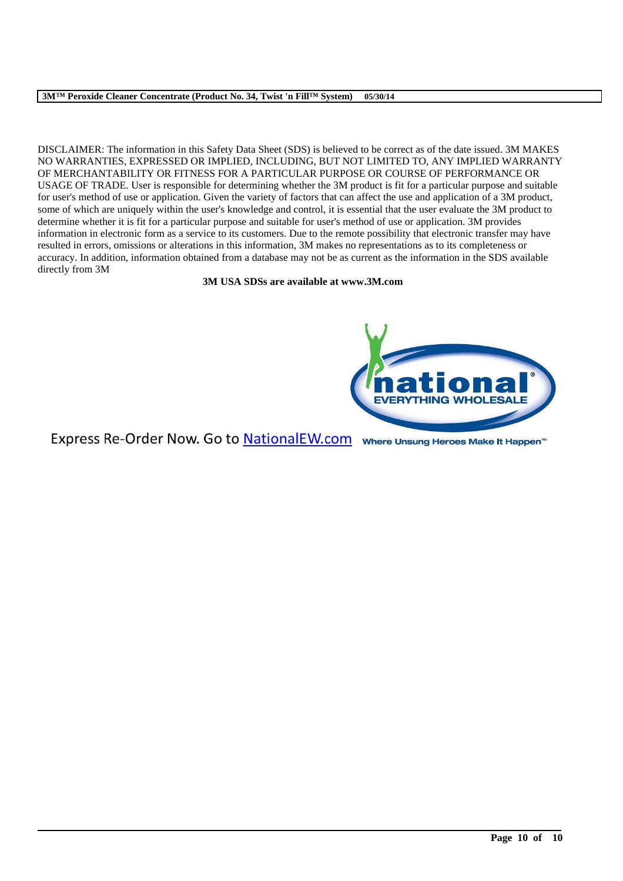DISCLAIMER: The information in this Safety Data Sheet (SDS) is believed to be correct as of the date issued. 3M MAKES NO WARRANTIES, EXPRESSED OR IMPLIED, INCLUDING, BUT NOT LIMITED TO, ANY IMPLIED WARRANTY OF MERCHANTABILITY OR FITNESS FOR A PARTICULAR PURPOSE OR COURSE OF PERFORMANCE OR USAGE OF TRADE. User is responsible for determining whether the 3M product is fit for a particular purpose and suitable for user's method of use or application. Given the variety of factors that can affect the use and application of a 3M product, some of which are uniquely within the user's knowledge and control, it is essential that the user evaluate the 3M product to determine whether it is fit for a particular purpose and suitable for user's method of use or application. 3M provides information in electronic form as a service to its customers. Due to the remote possibility that electronic transfer may have resulted in errors, omissions or alterations in this information, 3M makes no representations as to its completeness or accuracy. In addition, information obtained from a database may not be as current as the information in the SDS available directly from 3M

**3M USA SDSs are available at www.3M.com**

national® EVERYTHING WHOLESALE

Express Re-Order Now. Go to NationalEW.com

Where Unsung Heroes Make It Happen™